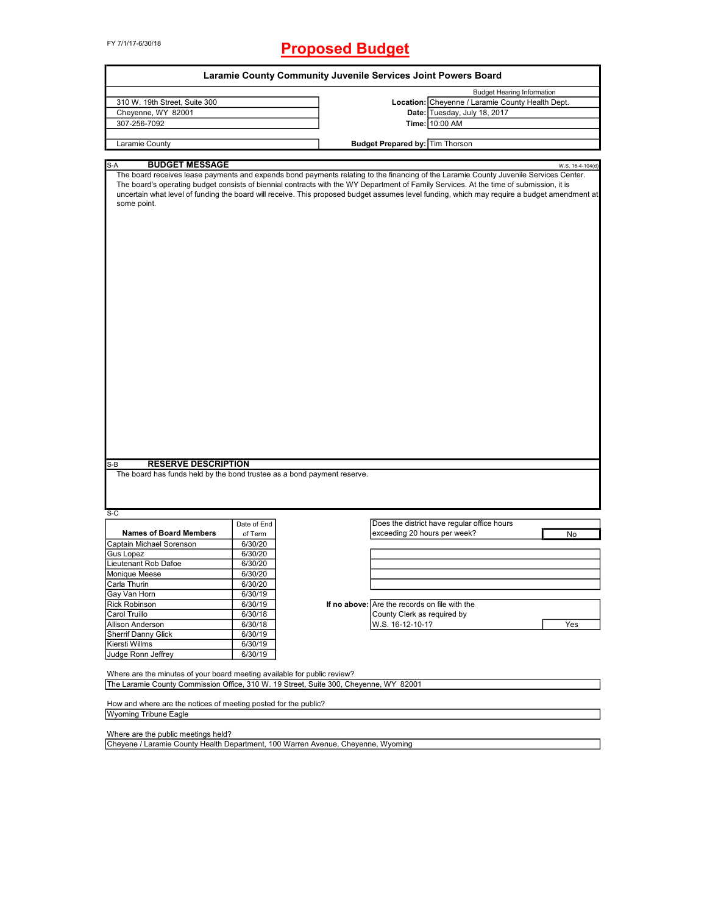FY 7/1/17-6/30/18

# Proposed Budget

## Laramie County Community Juvenile Services Joint Powers Board

| | | |
|---|---|---|
| 310 W. 19th Street, Suite 300 | | Budget Hearing Information |
| Cheyenne, WY 82001 | **Location:** | Cheyenne / Laramie County Health Dept. |
| 307-256-7092 | **Date:** | Tuesday, July 18, 2017 |
| | **Time:** | 10:00 AM |
| Laramie County | **Budget Prepared by:** | Tim Thorson |

### S-A BUDGET MESSAGE

W.S. 16-4-104(d)

The board receives lease payments and expends bond payments relating to the financing of the Laramie County Juvenile Services Center. The board's operating budget consists of biennial contracts with the WY Department of Family Services. At the time of submission, it is uncertain what level of funding the board will receive. This proposed budget assumes level funding, which may require a budget amendment at some point.

### S-B RESERVE DESCRIPTION

The board has funds held by the bond trustee as a bond payment reserve.

### S-C

| Names of Board Members | Date of End of Term |
|---|---|
| Captain Michael Sorenson | 6/30/20 |
| Gus Lopez | 6/30/20 |
| Lieutenant Rob Dafoe | 6/30/20 |
| Monique Meese | 6/30/20 |
| Carla Thurin | 6/30/20 |
| Gay Van Horn | 6/30/19 |
| Rick Robinson | 6/30/19 |
| Carol Truillo | 6/30/18 |
| Allison Anderson | 6/30/18 |
| Sherrif Danny Glick | 6/30/19 |
| Kiersti Willms | 6/30/19 |
| Judge Ronn Jeffrey | 6/30/19 |

Does the district have regular office hours exceeding 20 hours per week? **No**

**If no above:** Are the records on file with the County Clerk as required by W.S. 16-12-10-1? **Yes**

Where are the minutes of your board meeting available for public review?
The Laramie County Commission Office, 310 W. 19 Street, Suite 300, Cheyenne, WY 82001

How and where are the notices of meeting posted for the public?
Wyoming Tribune Eagle

Where are the public meetings held?
Cheyene / Laramie County Health Department, 100 Warren Avenue, Cheyenne, Wyoming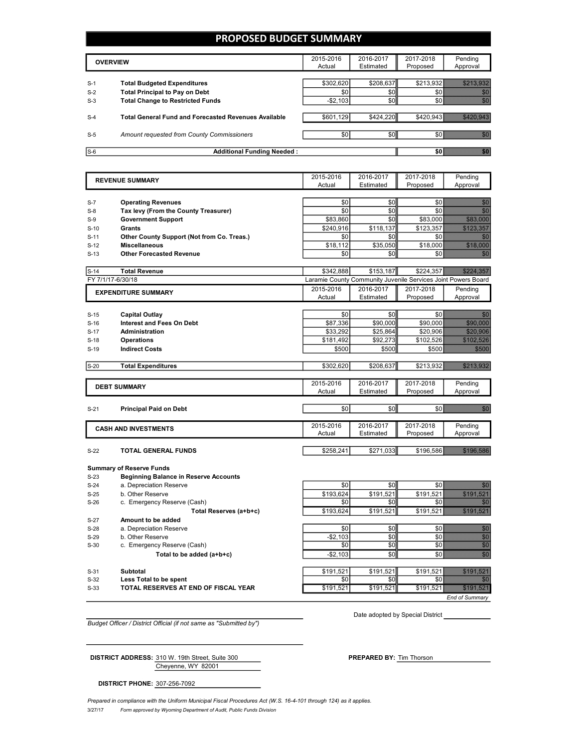# PROPOSED BUDGET SUMMARY

| | OVERVIEW | 2015-2016 Actual | 2016-2017 Estimated | 2017-2018 Proposed | Pending Approval |
|---|---|---|---|---|---|
| S-1 | **Total Budgeted Expenditures** | $302,620 | $208,637 | $213,932 | $213,932 |
| S-2 | **Total Principal to Pay on Debt** | $0 | $0 | $0 | $0 |
| S-3 | **Total Change to Restricted Funds** | -$2,103 | $0 | $0 | $0 |
| S-4 | **Total General Fund and Forecasted Revenues Available** | $601,129 | $424,220 | $420,943 | $420,943 |
| S-5 | *Amount requested from County Commissioners* | $0 | $0 | $0 | $0 |
| S-6 | **Additional Funding Needed :** | | | **$0** | $0 |

| | REVENUE SUMMARY | 2015-2016 Actual | 2016-2017 Estimated | 2017-2018 Proposed | Pending Approval |
|---|---|---|---|---|---|
| S-7 | **Operating Revenues** | $0 | $0 | $0 | $0 |
| S-8 | **Tax levy (From the County Treasurer)** | $0 | $0 | $0 | $0 |
| S-9 | **Government Support** | $83,860 | $0 | $83,000 | $83,000 |
| S-10 | **Grants** | $240,916 | $118,137 | $123,357 | $123,357 |
| S-11 | **Other County Support (Not from Co. Treas.)** | $0 | $0 | $0 | $0 |
| S-12 | **Miscellaneous** | $18,112 | $35,050 | $18,000 | $18,000 |
| S-13 | **Other Forecasted Revenue** | $0 | $0 | $0 | $0 |
| S-14 | **Total Revenue** | $342,888 | $153,187 | $224,357 | $224,357 |

FY 7/1/17-6/30/18 — Laramie County Community Juvenile Services Joint Powers Board

| | EXPENDITURE SUMMARY | 2015-2016 Actual | 2016-2017 Estimated | 2017-2018 Proposed | Pending Approval |
|---|---|---|---|---|---|
| S-15 | **Capital Outlay** | $0 | $0 | $0 | $0 |
| S-16 | **Interest and Fees On Debt** | $87,336 | $90,000 | $90,000 | $90,000 |
| S-17 | **Administration** | $33,292 | $25,864 | $20,906 | $20,906 |
| S-18 | **Operations** | $181,492 | $92,273 | $102,526 | $102,526 |
| S-19 | **Indirect Costs** | $500 | $500 | $500 | $500 |
| S-20 | **Total Expenditures** | $302,620 | $208,637 | $213,932 | $213,932 |

| | DEBT SUMMARY | 2015-2016 Actual | 2016-2017 Estimated | 2017-2018 Proposed | Pending Approval |
|---|---|---|---|---|---|
| S-21 | **Principal Paid on Debt** | $0 | $0 | $0 | $0 |

| | CASH AND INVESTMENTS | 2015-2016 Actual | 2016-2017 Estimated | 2017-2018 Proposed | Pending Approval |
|---|---|---|---|---|---|
| S-22 | **TOTAL GENERAL FUNDS** | $258,241 | $271,033 | $196,586 | $196,586 |
| | **Summary of Reserve Funds** | | | | |
| S-23 | **Beginning Balance in Reserve Accounts** | | | | |
| S-24 | a. Depreciation Reserve | $0 | $0 | $0 | $0 |
| S-25 | b. Other Reserve | $193,624 | $191,521 | $191,521 | $191,521 |
| S-26 | c. Emergency Reserve (Cash) | $0 | $0 | $0 | $0 |
| | **Total Reserves (a+b+c)** | $193,624 | $191,521 | $191,521 | $191,521 |
| S-27 | **Amount to be added** | | | | |
| S-28 | a. Depreciation Reserve | $0 | $0 | $0 | $0 |
| S-29 | b. Other Reserve | -$2,103 | $0 | $0 | $0 |
| S-30 | c. Emergency Reserve (Cash) | $0 | $0 | $0 | $0 |
| | **Total to be added (a+b+c)** | -$2,103 | $0 | $0 | $0 |
| S-31 | **Subtotal** | $191,521 | $191,521 | $191,521 | $191,521 |
| S-32 | **Less Total to be spent** | $0 | $0 | $0 | $0 |
| S-33 | **TOTAL RESERVES AT END OF FISCAL YEAR** | $191,521 | $191,521 | $191,521 | $191,521 |

*End of Summary*

*Budget Officer / District Official (if not same as "Submitted by")*

Date adopted by Special District

**DISTRICT ADDRESS:** 310 W. 19th Street, Suite 300
Cheyenne, WY 82001

**PREPARED BY:** Tim Thorson

**DISTRICT PHONE:** 307-256-7092

*Prepared in compliance with the Uniform Municipal Fiscal Procedures Act (W.S. 16-4-101 through 124) as it applies.*

3/27/17 *Form approved by Wyoming Department of Audit, Public Funds Division*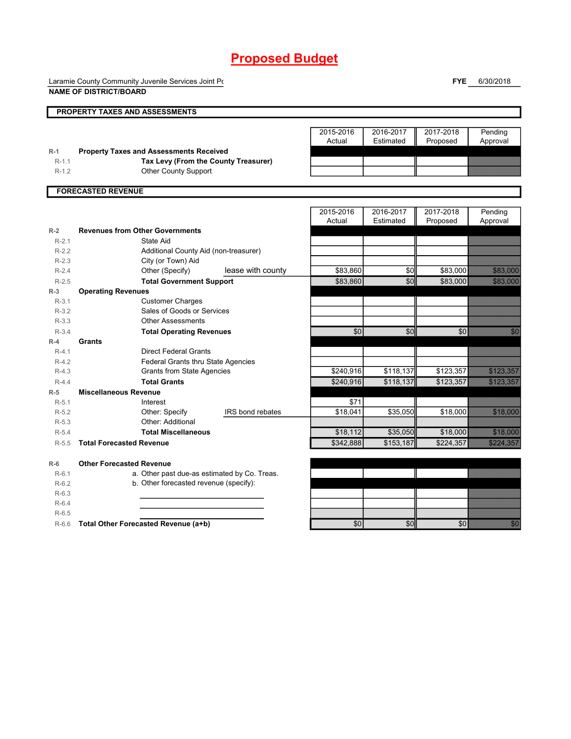# Proposed Budget

Laramie County Community Juvenile Services Joint Pc

**NAME OF DISTRICT/BOARD**

**FYE** 6/30/2018

## PROPERTY TAXES AND ASSESSMENTS

| | | 2015-2016 Actual | 2016-2017 Estimated | 2017-2018 Proposed | Pending Approval |
|---|---|---|---|---|---|
| R-1 | **Property Taxes and Assessments Received** | | | | |
| R-1.1 | **Tax Levy (From the County Treasurer)** | | | | |
| R-1.2 | Other County Support | | | | |

## FORECASTED REVENUE

| | | 2015-2016 Actual | 2016-2017 Estimated | 2017-2018 Proposed | Pending Approval |
|---|---|---|---|---|---|
| R-2 | **Revenues from Other Governments** | | | | |
| R-2.1 | State Aid | | | | |
| R-2.2 | Additional County Aid (non-treasurer) | | | | |
| R-2.3 | City (or Town) Aid | | | | |
| R-2.4 | Other (Specify) lease with county | $83,860 | $0 | $83,000 | $83,000 |
| R-2.5 | **Total Government Support** | $83,860 | $0 | $83,000 | $83,000 |
| R-3 | **Operating Revenues** | | | | |
| R-3.1 | Customer Charges | | | | |
| R-3.2 | Sales of Goods or Services | | | | |
| R-3.3 | Other Assessments | | | | |
| R-3.4 | **Total Operating Revenues** | $0 | $0 | $0 | $0 |
| R-4 | **Grants** | | | | |
| R-4.1 | Direct Federal Grants | | | | |
| R-4.2 | Federal Grants thru State Agencies | | | | |
| R-4.3 | Grants from State Agencies | $240,916 | $118,137 | $123,357 | $123,357 |
| R-4.4 | **Total Grants** | $240,916 | $118,137 | $123,357 | $123,357 |
| R-5 | **Miscellaneous Revenue** | | | | |
| R-5.1 | Interest | $71 | | | |
| R-5.2 | Other: Specify IRS bond rebates | $18,041 | $35,050 | $18,000 | $18,000 |
| R-5.3 | Other: Additional | | | | |
| R-5.4 | **Total Miscellaneous** | $18,112 | $35,050 | $18,000 | $18,000 |
| R-5.5 | **Total Forecasted Revenue** | $342,888 | $153,187 | $224,357 | $224,357 |
| R-6 | **Other Forecasted Revenue** | | | | |
| R-6.1 | a. Other past due-as estimated by Co. Treas. | | | | |
| R-6.2 | b. Other forecasted revenue (specify): | | | | |
| R-6.3 | | | | | |
| R-6.4 | | | | | |
| R-6.5 | | | | | |
| R-6.6 | **Total Other Forecasted Revenue (a+b)** | $0 | $0 | $0 | $0 |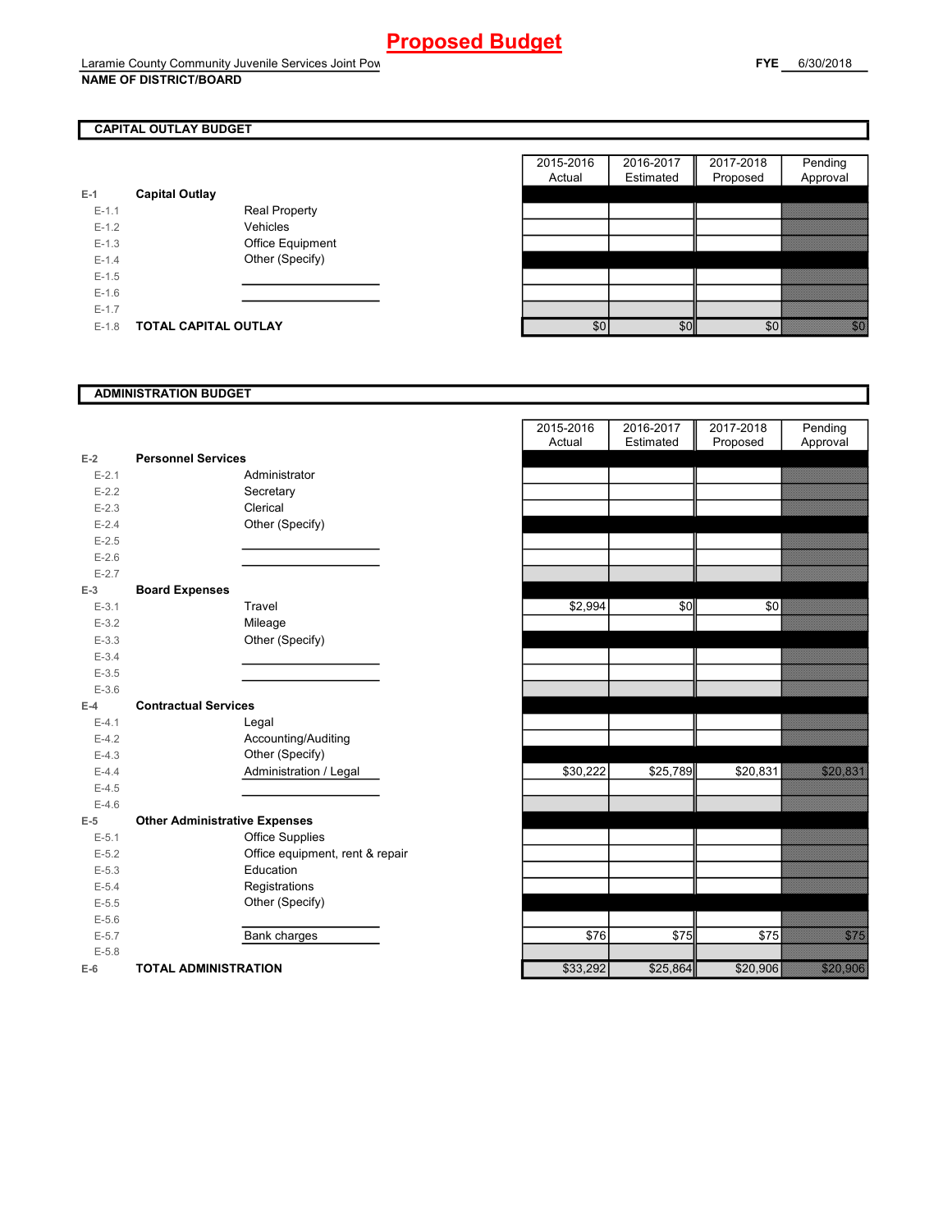# Proposed Budget

Laramie County Community Juvenile Services Joint Pow
**NAME OF DISTRICT/BOARD**

**FYE** 6/30/2018

## CAPITAL OUTLAY BUDGET

| | | | 2015-2016 Actual | 2016-2017 Estimated | 2017-2018 Proposed | Pending Approval |
|---|---|---|---|---|---|---|
| E-1 | **Capital Outlay** | | | | | |
| E-1.1 | | Real Property | | | | |
| E-1.2 | | Vehicles | | | | |
| E-1.3 | | Office Equipment | | | | |
| E-1.4 | | Other (Specify) | | | | |
| E-1.5 | | | | | | |
| E-1.6 | | | | | | |
| E-1.7 | | | | | | |
| E-1.8 | **TOTAL CAPITAL OUTLAY** | | $0 | $0 | $0 | $0 |

## ADMINISTRATION BUDGET

| | | | 2015-2016 Actual | 2016-2017 Estimated | 2017-2018 Proposed | Pending Approval |
|---|---|---|---|---|---|---|
| E-2 | **Personnel Services** | | | | | |
| E-2.1 | | Administrator | | | | |
| E-2.2 | | Secretary | | | | |
| E-2.3 | | Clerical | | | | |
| E-2.4 | | Other (Specify) | | | | |
| E-2.5 | | | | | | |
| E-2.6 | | | | | | |
| E-2.7 | | | | | | |
| E-3 | **Board Expenses** | | | | | |
| E-3.1 | | Travel | $2,994 | $0 | $0 | |
| E-3.2 | | Mileage | | | | |
| E-3.3 | | Other (Specify) | | | | |
| E-3.4 | | | | | | |
| E-3.5 | | | | | | |
| E-3.6 | | | | | | |
| E-4 | **Contractual Services** | | | | | |
| E-4.1 | | Legal | | | | |
| E-4.2 | | Accounting/Auditing | | | | |
| E-4.3 | | Other (Specify) | | | | |
| E-4.4 | | Administration / Legal | $30,222 | $25,789 | $20,831 | $20,831 |
| E-4.5 | | | | | | |
| E-4.6 | | | | | | |
| E-5 | **Other Administrative Expenses** | | | | | |
| E-5.1 | | Office Supplies | | | | |
| E-5.2 | | Office equipment, rent & repair | | | | |
| E-5.3 | | Education | | | | |
| E-5.4 | | Registrations | | | | |
| E-5.5 | | Other (Specify) | | | | |
| E-5.6 | | | | | | |
| E-5.7 | | Bank charges | $76 | $75 | $75 | $75 |
| E-5.8 | | | | | | |
| E-6 | **TOTAL ADMINISTRATION** | | $33,292 | $25,864 | $20,906 | $20,906 |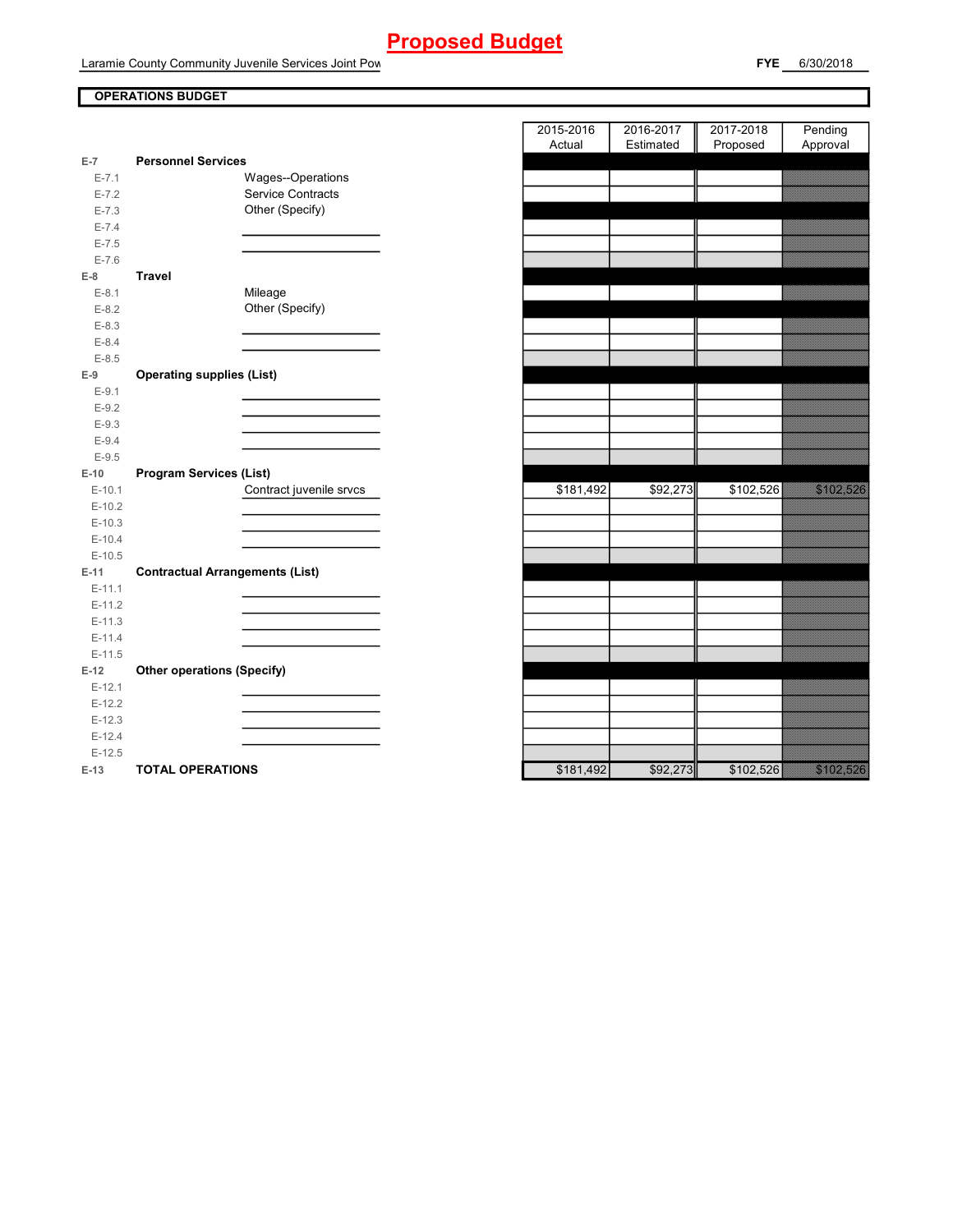# Proposed Budget

Laramie County Community Juvenile Services Joint Pow

**FYE** 6/30/2018

**OPERATIONS BUDGET**

| | | | 2015-2016 Actual | 2016-2017 Estimated | 2017-2018 Proposed | Pending Approval |
|---|---|---|---|---|---|---|
| **E-7** | **Personnel Services** | | | | | |
| E-7.1 | | Wages--Operations | | | | |
| E-7.2 | | Service Contracts | | | | |
| E-7.3 | | Other (Specify) | | | | |
| E-7.4 | | | | | | |
| E-7.5 | | | | | | |
| E-7.6 | | | | | | |
| **E-8** | **Travel** | | | | | |
| E-8.1 | | Mileage | | | | |
| E-8.2 | | Other (Specify) | | | | |
| E-8.3 | | | | | | |
| E-8.4 | | | | | | |
| E-8.5 | | | | | | |
| **E-9** | **Operating supplies (List)** | | | | | |
| E-9.1 | | | | | | |
| E-9.2 | | | | | | |
| E-9.3 | | | | | | |
| E-9.4 | | | | | | |
| E-9.5 | | | | | | |
| **E-10** | **Program Services (List)** | | | | | |
| E-10.1 | | Contract juvenile srvcs | $181,492 | $92,273 | $102,526 | $102,526 |
| E-10.2 | | | | | | |
| E-10.3 | | | | | | |
| E-10.4 | | | | | | |
| E-10.5 | | | | | | |
| **E-11** | **Contractual Arrangements (List)** | | | | | |
| E-11.1 | | | | | | |
| E-11.2 | | | | | | |
| E-11.3 | | | | | | |
| E-11.4 | | | | | | |
| E-11.5 | | | | | | |
| **E-12** | **Other operations (Specify)** | | | | | |
| E-12.1 | | | | | | |
| E-12.2 | | | | | | |
| E-12.3 | | | | | | |
| E-12.4 | | | | | | |
| E-12.5 | | | | | | |
| **E-13** | **TOTAL OPERATIONS** | | $181,492 | $92,273 | $102,526 | $102,526 |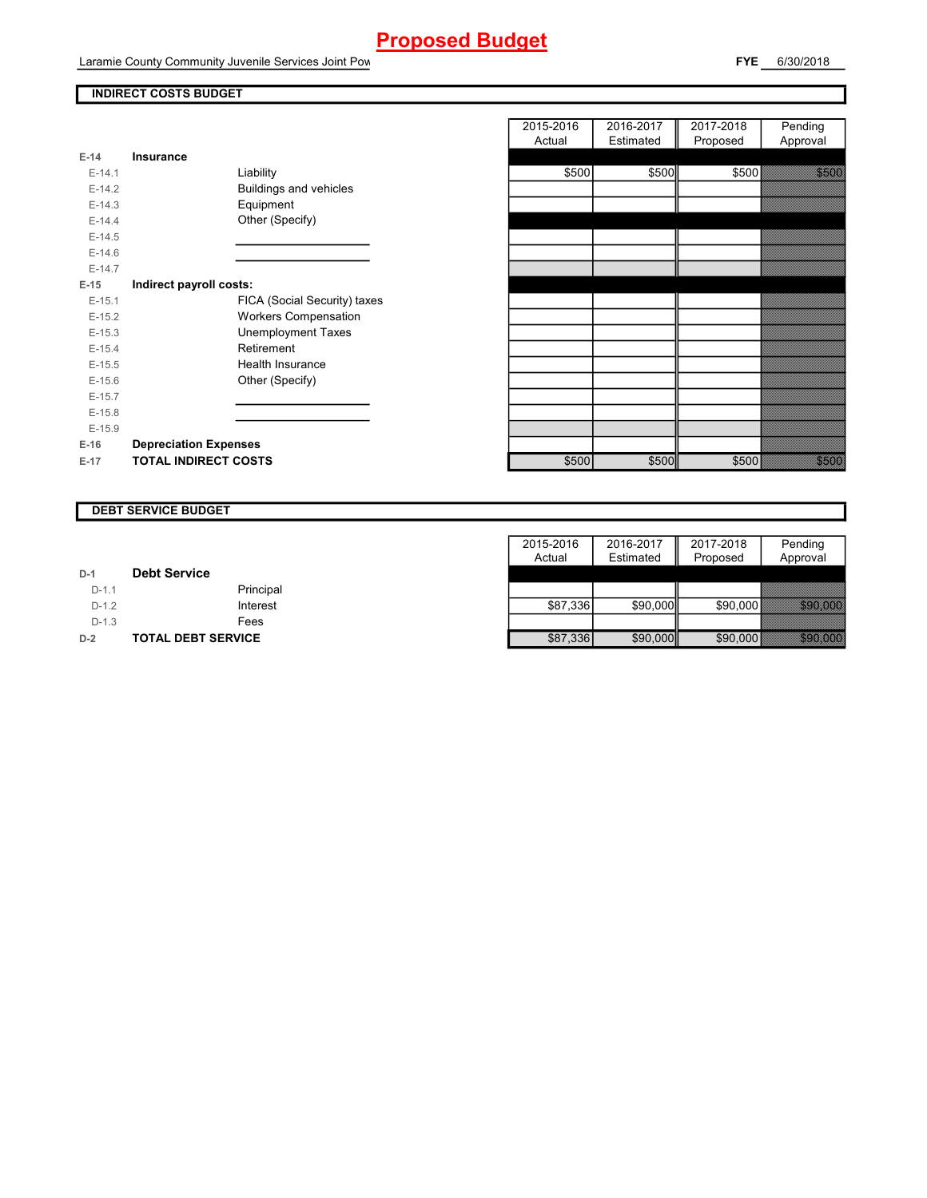# Proposed Budget

Laramie County Community Juvenile Services Joint Pow

**FYE** 6/30/2018

## INDIRECT COSTS BUDGET

| | | | 2015-2016 Actual | 2016-2017 Estimated | 2017-2018 Proposed | Pending Approval |
|---|---|---|---|---|---|---|
| **E-14** | **Insurance** | | | | | |
| E-14.1 | | Liability | $500 | $500 | $500 | $500 |
| E-14.2 | | Buildings and vehicles | | | | |
| E-14.3 | | Equipment | | | | |
| E-14.4 | | Other (Specify) | | | | |
| E-14.5 | | | | | | |
| E-14.6 | | | | | | |
| E-14.7 | | | | | | |
| **E-15** | **Indirect payroll costs:** | | | | | |
| E-15.1 | | FICA (Social Security) taxes | | | | |
| E-15.2 | | Workers Compensation | | | | |
| E-15.3 | | Unemployment Taxes | | | | |
| E-15.4 | | Retirement | | | | |
| E-15.5 | | Health Insurance | | | | |
| E-15.6 | | Other (Specify) | | | | |
| E-15.7 | | | | | | |
| E-15.8 | | | | | | |
| E-15.9 | | | | | | |
| **E-16** | **Depreciation Expenses** | | | | | |
| **E-17** | **TOTAL INDIRECT COSTS** | | $500 | $500 | $500 | $500 |

## DEBT SERVICE BUDGET

| | | | 2015-2016 Actual | 2016-2017 Estimated | 2017-2018 Proposed | Pending Approval |
|---|---|---|---|---|---|---|
| **D-1** | **Debt Service** | | | | | |
| D-1.1 | | Principal | | | | |
| D-1.2 | | Interest | $87,336 | $90,000 | $90,000 | $90,000 |
| D-1.3 | | Fees | | | | |
| **D-2** | **TOTAL DEBT SERVICE** | | $87,336 | $90,000 | $90,000 | $90,000 |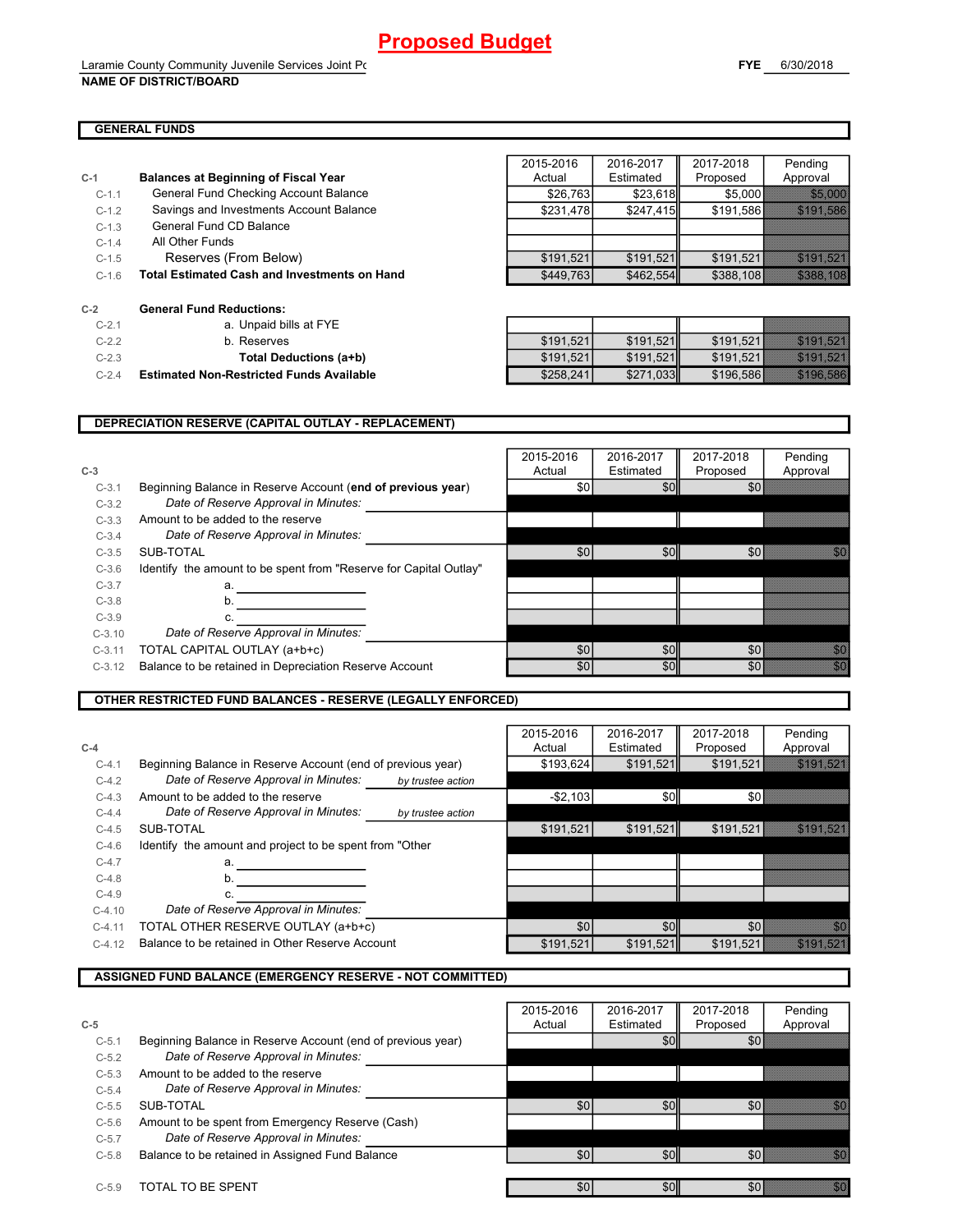# Proposed Budget

Laramie County Community Juvenile Services Joint Pc

**NAME OF DISTRICT/BOARD**

**FYE** 6/30/2018

## GENERAL FUNDS

| | | 2015-2016 Actual | 2016-2017 Estimated | 2017-2018 Proposed | Pending Approval |
|---|---|---|---|---|---|
| C-1 | **Balances at Beginning of Fiscal Year** | | | | |
| C-1.1 | General Fund Checking Account Balance | $26,763 | $23,618 | $5,000 | $5,000 |
| C-1.2 | Savings and Investments Account Balance | $231,478 | $247,415 | $191,586 | $191,586 |
| C-1.3 | General Fund CD Balance | | | | |
| C-1.4 | All Other Funds | | | | |
| C-1.5 | Reserves (From Below) | $191,521 | $191,521 | $191,521 | $191,521 |
| C-1.6 | **Total Estimated Cash and Investments on Hand** | $449,763 | $462,554 | $388,108 | $388,108 |
| C-2 | **General Fund Reductions:** | | | | |
| C-2.1 | a. Unpaid bills at FYE | | | | |
| C-2.2 | b. Reserves | $191,521 | $191,521 | $191,521 | $191,521 |
| C-2.3 | **Total Deductions (a+b)** | $191,521 | $191,521 | $191,521 | $191,521 |
| C-2.4 | **Estimated Non-Restricted Funds Available** | $258,241 | $271,033 | $196,586 | $196,586 |

## DEPRECIATION RESERVE (CAPITAL OUTLAY - REPLACEMENT)

| | | 2015-2016 Actual | 2016-2017 Estimated | 2017-2018 Proposed | Pending Approval |
|---|---|---|---|---|---|
| C-3 | | | | | |
| C-3.1 | Beginning Balance in Reserve Account (**end of previous year**) | $0 | $0 | $0 | |
| C-3.2 | *Date of Reserve Approval in Minutes:* | | | | |
| C-3.3 | Amount to be added to the reserve | | | | |
| C-3.4 | *Date of Reserve Approval in Minutes:* | | | | |
| C-3.5 | SUB-TOTAL | $0 | $0 | $0 | $0 |
| C-3.6 | Identify the amount to be spent from "Reserve for Capital Outlay" | | | | |
| C-3.7 | a. | | | | |
| C-3.8 | b. | | | | |
| C-3.9 | c. | | | | |
| C-3.10 | *Date of Reserve Approval in Minutes:* | | | | |
| C-3.11 | TOTAL CAPITAL OUTLAY (a+b+c) | $0 | $0 | $0 | $0 |
| C-3.12 | Balance to be retained in Depreciation Reserve Account | $0 | $0 | $0 | $0 |

## OTHER RESTRICTED FUND BALANCES - RESERVE (LEGALLY ENFORCED)

| | | 2015-2016 Actual | 2016-2017 Estimated | 2017-2018 Proposed | Pending Approval |
|---|---|---|---|---|---|
| C-4 | | | | | |
| C-4.1 | Beginning Balance in Reserve Account (end of previous year) | $193,624 | $191,521 | $191,521 | $191,521 |
| C-4.2 | *Date of Reserve Approval in Minutes:* *by trustee action* | | | | |
| C-4.3 | Amount to be added to the reserve | -$2,103 | $0 | $0 | |
| C-4.4 | *Date of Reserve Approval in Minutes:* *by trustee action* | | | | |
| C-4.5 | SUB-TOTAL | $191,521 | $191,521 | $191,521 | $191,521 |
| C-4.6 | Identify the amount and project to be spent from "Other | | | | |
| C-4.7 | a. | | | | |
| C-4.8 | b. | | | | |
| C-4.9 | c. | | | | |
| C-4.10 | *Date of Reserve Approval in Minutes:* | | | | |
| C-4.11 | TOTAL OTHER RESERVE OUTLAY (a+b+c) | $0 | $0 | $0 | $0 |
| C-4.12 | Balance to be retained in Other Reserve Account | $191,521 | $191,521 | $191,521 | $191,521 |

## ASSIGNED FUND BALANCE (EMERGENCY RESERVE - NOT COMMITTED)

| | | 2015-2016 Actual | 2016-2017 Estimated | 2017-2018 Proposed | Pending Approval |
|---|---|---|---|---|---|
| C-5 | | | | | |
| C-5.1 | Beginning Balance in Reserve Account (end of previous year) | | $0 | $0 | |
| C-5.2 | *Date of Reserve Approval in Minutes:* | | | | |
| C-5.3 | Amount to be added to the reserve | | | | |
| C-5.4 | *Date of Reserve Approval in Minutes:* | | | | |
| C-5.5 | SUB-TOTAL | $0 | $0 | $0 | $0 |
| C-5.6 | Amount to be spent from Emergency Reserve (Cash) | | | | |
| C-5.7 | *Date of Reserve Approval in Minutes:* | | | | |
| C-5.8 | Balance to be retained in Assigned Fund Balance | $0 | $0 | $0 | $0 |
| C-5.9 | TOTAL TO BE SPENT | $0 | $0 | $0 | $0 |